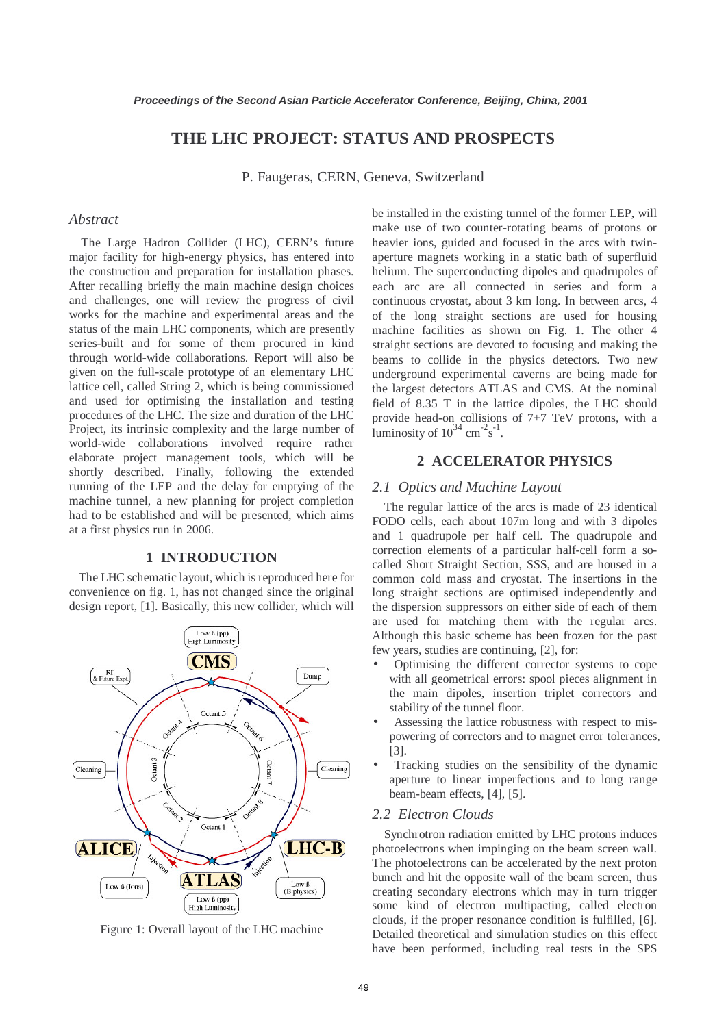# THE LHC PROJECT: STATUS AND PROSPECTS

P. Faugeras, CERN, Geneva, Switzerland

## *Abstract*

The Large Hadron Collider (LHC), CERN's future major facility for high-energy physics, has entered into the construction and preparation for installation phases. After recalling briefly the main machine design choices and challenges, one will review the progress of civil works for the machine and experimental areas and the status of the main LHC components, which are presently series-built and for some of them procured in kind through world-wide collaborations. Report will also be given on the full-scale prototype of an elementary LHC lattice cell, called String 2, which is being commissioned and used for optimising the installation and testing procedures of the LHC. The size and duration of the LHC Project, its intrinsic complexity and the large number of world-wide collaborations involved require rather elaborate project management tools, which will be shortly described. Finally, following the extended running of the LEP and the delay for emptying of the machine tunnel, a new planning for project completion had to be established and will be presented, which aims at a first physics run in 2006.

## 1 INTRODUCTION

The LHC schematic layout, which is reproduced here for convenience on fig. 1, has not changed since the original design report, [1]. Basically, this new collider, which will be installed in the existing tunnel of the former LEP, will make use of two counter-rotating beams of protons or heavier ions, guided and focused in the arcs with twin-aperture magnets working in a static bath of superfluid helium. The superconducting dipoles and quadrupoles of each arc are all connected in series and form a continuous cryostat, about 3 km long. In between arcs, 4 of the long straight sections are used for housing machine facilities as shown on Fig. 1. The other 4 straight sections are devoted to focusing and making the beams to collide in the physics detectors. Two new underground experimental caverns are being made for the largest detectors ATLAS and CMS. At the nominal field of 8.35 T in the lattice dipoles, the LHC should provide head-on collisions of 7+7 TeV protons, with a luminosity of $10^{34}$ $cm^{-2}s^{-1}$.

Figure 1: Overall layout of the LHC machine

## 2 ACCELERATOR PHYSICS

### *2.1 Optics and Machine Layout*

The regular lattice of the arcs is made of 23 identical FODO cells, each about 107m long and with 3 dipoles and 1 quadrupole per half cell. The quadrupole and correction elements of a particular half-cell form a so-called Short Straight Section, SSS, and are housed in a common cold mass and cryostat. The insertions in the long straight sections are optimised independently and the dispersion suppressors on either side of each of them are used for matching them with the regular arcs. Although this basic scheme has been frozen for the past few years, studies are continuing, [2], for:

- Optimising the different corrector systems to cope with all geometrical errors: spool pieces alignment in the main dipoles, insertion triplet correctors and stability of the tunnel floor.
- Assessing the lattice robustness with respect to mis-powering of correctors and to magnet error tolerances, [3].
- Tracking studies on the sensibility of the dynamic aperture to linear imperfections and to long range beam-beam effects, [4], [5].

### *2.2 Electron Clouds*

Synchrotron radiation emitted by LHC protons induces photoelectrons when impinging on the beam screen wall. The photoelectrons can be accelerated by the next proton bunch and hit the opposite wall of the beam screen, thus creating secondary electrons which may in turn trigger some kind of electron multipacting, called electron clouds, if the proper resonance condition is fulfilled, [6]. Detailed theoretical and simulation studies on this effect have been performed, including real tests in the SPS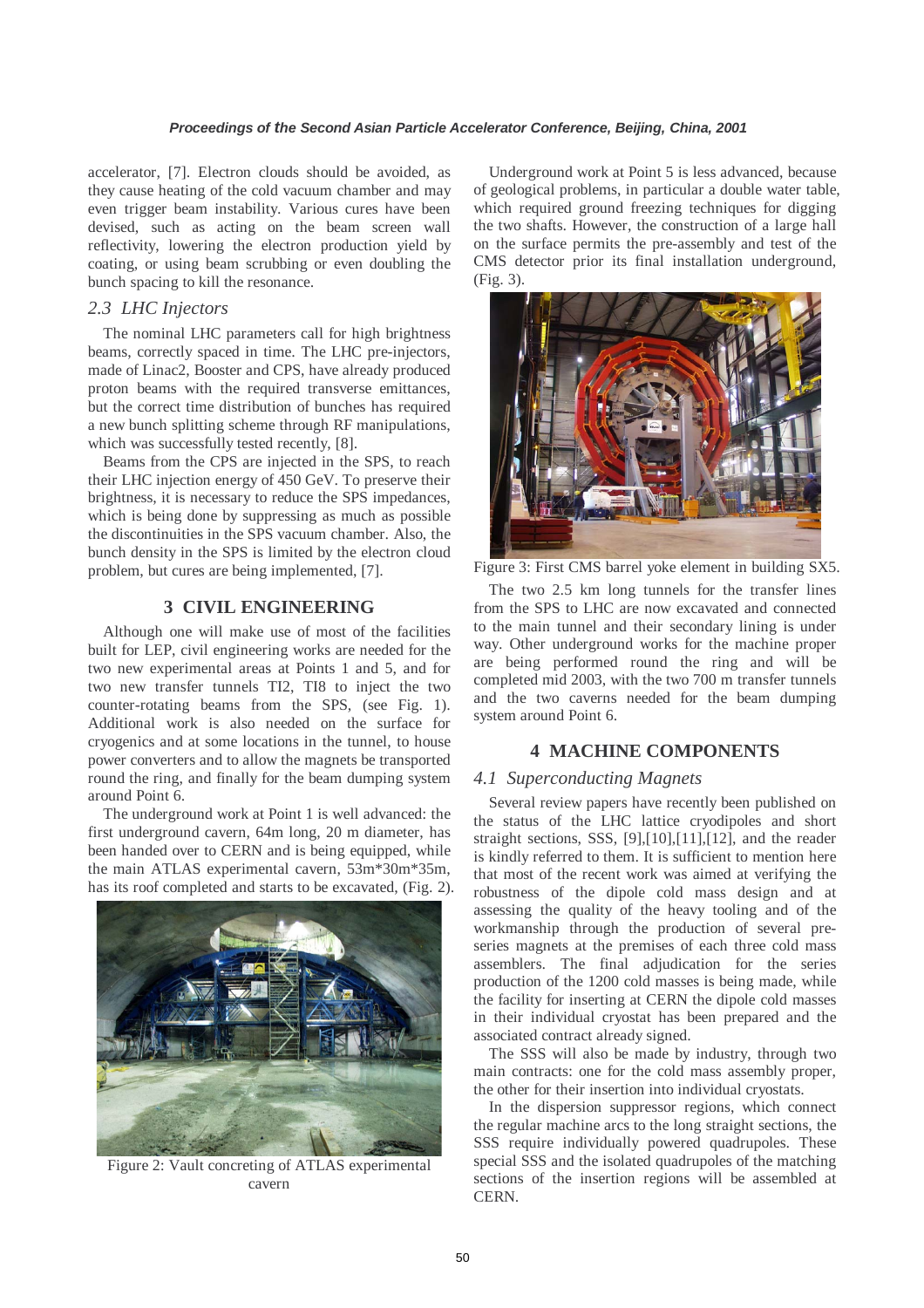accelerator, [7]. Electron clouds should be avoided, as they cause heating of the cold vacuum chamber and may even trigger beam instability. Various cures have been devised, such as acting on the beam screen wall reflectivity, lowering the electron production yield by coating, or using beam scrubbing or even doubling the bunch spacing to kill the resonance.

### *2.3 LHC Injectors*

The nominal LHC parameters call for high brightness beams, correctly spaced in time. The LHC pre-injectors, made of Linac2, Booster and CPS, have already produced proton beams with the required transverse emittances, but the correct time distribution of bunches has required a new bunch splitting scheme through RF manipulations, which was successfully tested recently, [8].

Beams from the CPS are injected in the SPS, to reach their LHC injection energy of 450 GeV. To preserve their brightness, it is necessary to reduce the SPS impedances, which is being done by suppressing as much as possible the discontinuities in the SPS vacuum chamber. Also, the bunch density in the SPS is limited by the electron cloud problem, but cures are being implemented, [7].

## 3 CIVIL ENGINEERING

Although one will make use of most of the facilities built for LEP, civil engineering works are needed for the two new experimental areas at Points 1 and 5, and for two new transfer tunnels TI2, TI8 to inject the two counter-rotating beams from the SPS, (see Fig. 1). Additional work is also needed on the surface for cryogenics and at some locations in the tunnel, to house power converters and to allow the magnets to be transported round the ring, and finally for the beam dumping system around Point 6.

The underground work at Point 1 is well advanced: the first underground cavern, 64m long, 20 m diameter, has been handed over to CERN and is being equipped, while the main ATLAS experimental cavern, 53m*30m*35m, has its roof completed and starts to be excavated, (Fig. 2).

Figure 2: Vault concreting of ATLAS experimental cavern

Underground work at Point 5 is less advanced, because of geological problems, in particular a double water table, which required ground freezing techniques for digging the two shafts. However, the construction of a large hall on the surface permits the pre-assembly and test of the CMS detector prior its final installation underground, (Fig. 3).

Figure 3: First CMS barrel yoke element in building SX5.

The two 2.5 km long tunnels for the transfer lines from the SPS to LHC are now excavated and connected to the main tunnel and their secondary lining is under way. Other underground works for the machine proper are being performed round the ring and will be completed mid 2003, with the two 700 m transfer tunnels and the two caverns needed for the beam dumping system around Point 6.

## 4 MACHINE COMPONENTS

### *4.1 Superconducting Magnets*

Several review papers have recently been published on the status of the LHC lattice cryodipoles and short straight sections, SSS, [9],[10],[11],[12], and the reader is kindly referred to them. It is sufficient to mention here that most of the recent work was aimed at verifying the robustness of the dipole cold mass design and at assessing the quality of the heavy tooling and of the workmanship through the production of several pre-series magnets at the premises of each three cold mass assemblers. The final adjudication for the series production of the 1200 cold masses is being made, while the facility for inserting at CERN the dipole cold masses in their individual cryostat has been prepared and the associated contract already signed.

The SSS will also be made by industry, through two main contracts: one for the cold mass assembly proper, the other for their insertion into individual cryostats.

In the dispersion suppressor regions, which connect the regular machine arcs to the long straight sections, the SSS require individually powered quadrupoles. These special SSS and the isolated quadrupoles of the matching sections of the insertion regions will be assembled at CERN.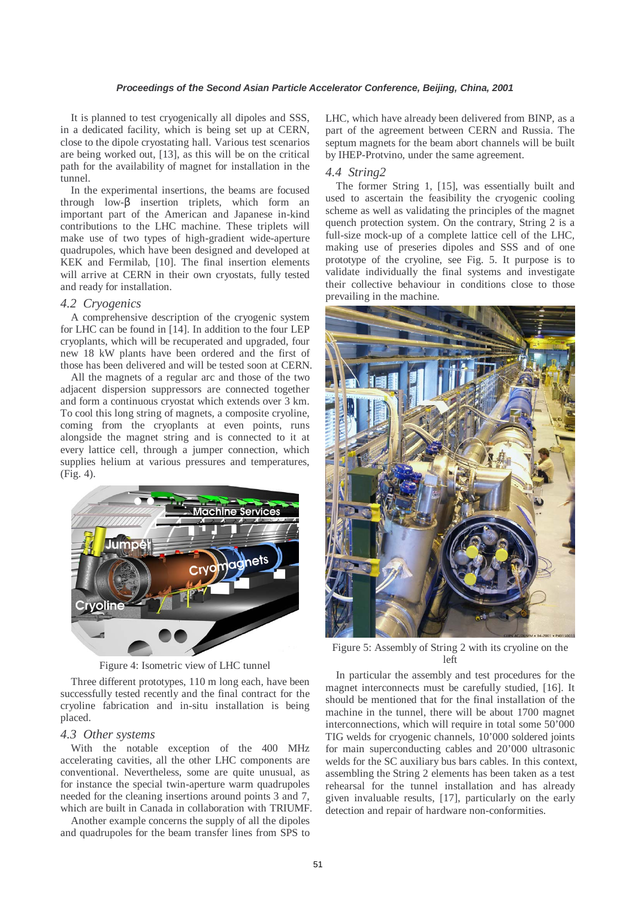It is planned to test cryogenically all dipoles and SSS, in a dedicated facility, which is being set up at CERN, close to the dipole cryostating hall. Various test scenarios are being worked out, [13], as this will be on the critical path for the availability of magnet for installation in the tunnel.

In the experimental insertions, the beams are focused through low-β insertion triplets, which form an important part of the American and Japanese in-kind contributions to the LHC machine. These triplets will make use of two types of high-gradient wide-aperture quadrupoles, which have been designed and developed at KEK and Fermilab, [10]. The final insertion elements will arrive at CERN in their own cryostats, fully tested and ready for installation.

### *4.2 Cryogenics*

A comprehensive description of the cryogenic system for LHC can be found in [14]. In addition to the four LEP cryoplants, which will be recuperated and upgraded, four new 18 kW plants have been ordered and the first of those has been delivered and will be tested soon at CERN.

All the magnets of a regular arc and those of the two adjacent dispersion suppressors are connected together and form a continuous cryostat which extends over 3 km. To cool this long string of magnets, a composite cryoline, coming from the cryoplants at even points, runs alongside the magnet string and is connected to it at every lattice cell, through a jumper connection, which supplies helium at various pressures and temperatures, (Fig. 4).

Figure 4: Isometric view of LHC tunnel

Three different prototypes, 110 m long each, have been successfully tested recently and the final contract for the cryoline fabrication and in-situ installation is being placed.

### *4.3 Other systems*

With the notable exception of the 400 MHz accelerating cavities, all the other LHC components are conventional. Nevertheless, some are quite unusual, as for instance the special twin-aperture warm quadrupoles needed for the cleaning insertions around points 3 and 7, which are built in Canada in collaboration with TRIUMF.

Another example concerns the supply of all the dipoles and quadrupoles for the beam transfer lines from SPS to LHC, which have already been delivered from BINP, as a part of the agreement between CERN and Russia. The septum magnets for the beam abort channels will be built by IHEP-Protvino, under the same agreement.

### *4.4 String2*

The former String 1, [15], was essentially built and used to ascertain the feasibility the cryogenic cooling scheme as well as validating the principles of the magnet quench protection system. On the contrary, String 2 is a full-size mock-up of a complete lattice cell of the LHC, making use of preseries dipoles and SSS and of one prototype of the cryoline, see Fig. 5. It purpose is to validate individually the final systems and investigate their collective behaviour in conditions close to those prevailing in the machine.

Figure 5: Assembly of String 2 with its cryoline on the left

In particular the assembly and test procedures for the magnet interconnects must be carefully studied, [16]. It should be mentioned that for the final installation of the machine in the tunnel, there will be about 1700 magnet interconnections, which will require in total some 50'000 TIG welds for cryogenic channels, 10'000 soldered joints for main superconducting cables and 20'000 ultrasonic welds for the SC auxiliary bus bars cables. In this context, assembling the String 2 elements has been taken as a test rehearsal for the tunnel installation and has already given invaluable results, [17], particularly on the early detection and repair of hardware non-conformities.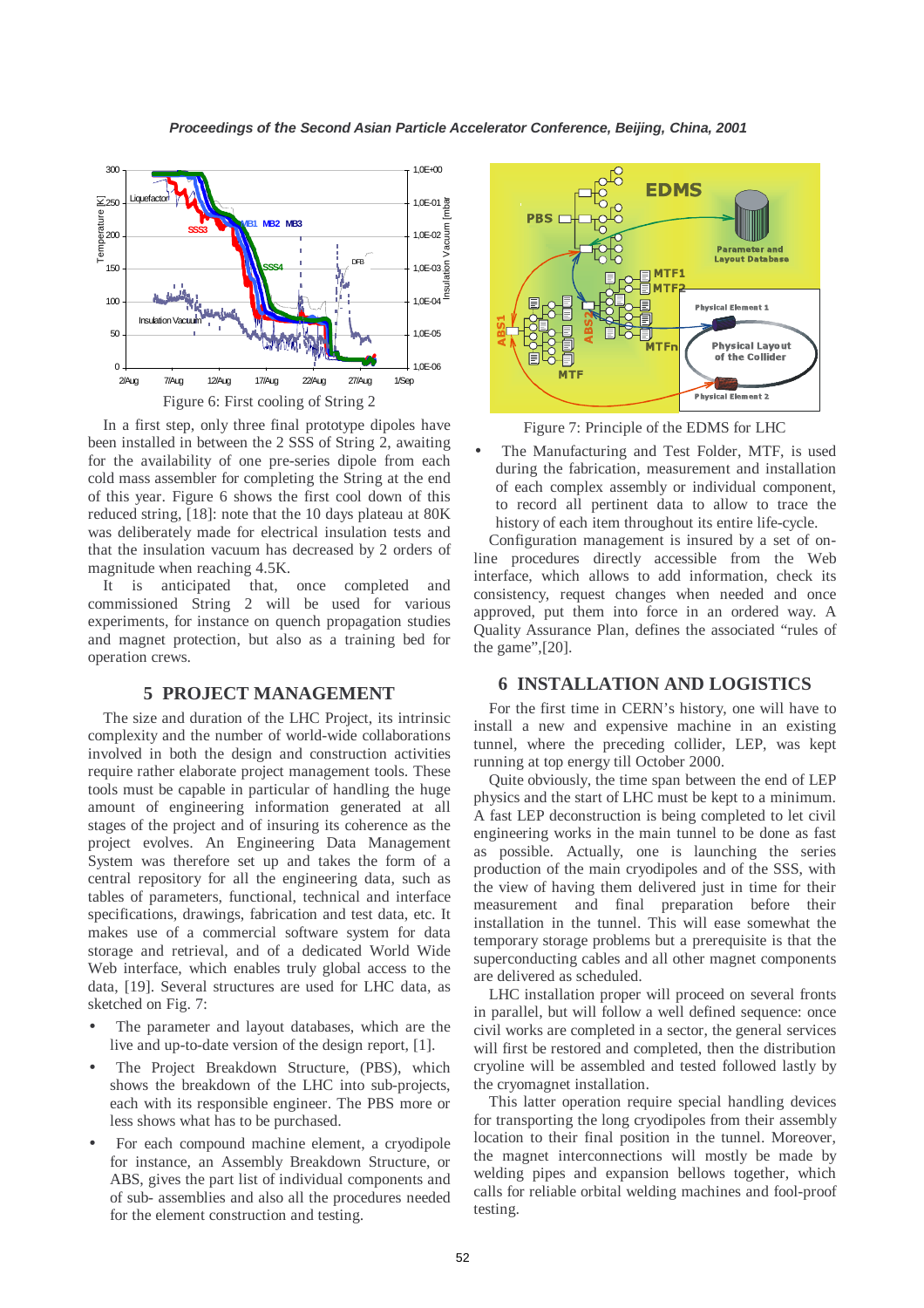Figure 6: First cooling of String 2

In a first step, only three final prototype dipoles have been installed in between the 2 SSS of String 2, awaiting for the availability of one pre-series dipole from each cold mass assembler for completing the String at the end of this year. Figure 6 shows the first cool down of this reduced string, [18]: note that the 10 days plateau at 80K was deliberately made for electrical insulation tests and that the insulation vacuum has decreased by 2 orders of magnitude when reaching 4.5K.

It is anticipated that, once completed and commissioned String 2 will be used for various experiments, for instance on quench propagation studies and magnet protection, but also as a training bed for operation crews.

## 5 PROJECT MANAGEMENT

The size and duration of the LHC Project, its intrinsic complexity and the number of world-wide collaborations involved in both the design and construction activities require rather elaborate project management tools. These tools must be capable in particular of handling the huge amount of engineering information generated at all stages of the project and of insuring its coherence as the project evolves. An Engineering Data Management System was therefore set up and takes the form of a central repository for all the engineering data, such as tables of parameters, functional, technical and interface specifications, drawings, fabrication and test data, etc. It makes use of a commercial software system for data storage and retrieval, and of a dedicated World Wide Web interface, which enables truly global access to the data, [19]. Several structures are used for LHC data, as sketched on Fig. 7:

- The parameter and layout databases, which are the live and up-to-date version of the design report, [1].
- The Project Breakdown Structure, (PBS), which shows the breakdown of the LHC into sub-projects, each with its responsible engineer. The PBS more or less shows what has to be purchased.
- For each compound machine element, a cryodipole for instance, an Assembly Breakdown Structure, or ABS, gives the part list of individual components and of sub- assemblies and also all the procedures needed for the element construction and testing.

Figure 7: Principle of the EDMS for LHC

- The Manufacturing and Test Folder, MTF, is used during the fabrication, measurement and installation of each complex assembly or individual component, to record all pertinent data to allow to trace the history of each item throughout its entire life-cycle.

Configuration management is insured by a set of on-line procedures directly accessible from the Web interface, which allows to add information, check its consistency, request changes when needed and once approved, put them into force in an ordered way. A Quality Assurance Plan, defines the associated “rules of the game”,[20].

## 6 INSTALLATION AND LOGISTICS

For the first time in CERN’s history, one will have to install a new and expensive machine in an existing tunnel, where the preceding collider, LEP, was kept running at top energy till October 2000.

Quite obviously, the time span between the end of LEP physics and the start of LHC must be kept to a minimum. A fast LEP deconstruction is being completed to let civil engineering works in the main tunnel to be done as fast as possible. Actually, one is launching the series production of the main cryodipoles and of the SSS, with the view of having them delivered just in time for their measurement and final preparation before their installation in the tunnel. This will ease somewhat the temporary storage problems but a prerequisite is that the superconducting cables and all other magnet components are delivered as scheduled.

LHC installation proper will proceed on several fronts in parallel, but will follow a well defined sequence: once civil works are completed in a sector, the general services will first be restored and completed, then the distribution cryoline will be assembled and tested followed lastly by the cryomagnet installation.

This latter operation require special handling devices for transporting the long cryodipoles from their assembly location to their final position in the tunnel. Moreover, the magnet interconnections will mostly be made by welding pipes and expansion bellows together, which calls for reliable orbital welding machines and fool-proof testing.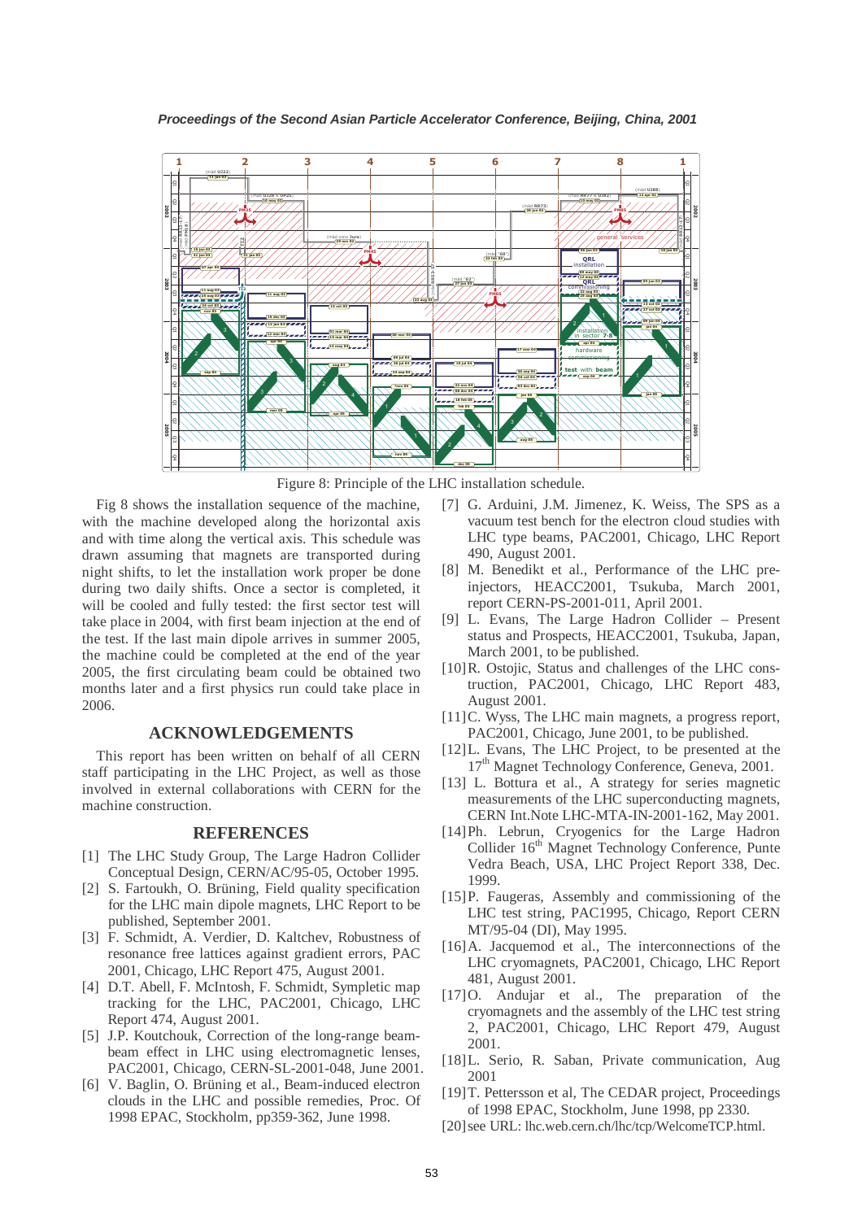Figure 8: Principle of the LHC installation schedule.

Fig 8 shows the installation sequence of the machine, with the machine developed along the horizontal axis and with time along the vertical axis. This schedule was drawn assuming that magnets are transported during night shifts, to let the installation work proper be done during two daily shifts. Once a sector is completed, it will be cooled and fully tested: the first sector test will take place in 2004, with first beam injection at the end of the test. If the last main dipole arrives in summer 2005, the machine could be completed at the end of the year 2005, the first circulating beam could be obtained two months later and a first physics run could take place in 2006.

## ACKNOWLEDGEMENTS

This report has been written on behalf of all CERN staff participating in the LHC Project, as well as those involved in external collaborations with CERN for the machine construction.

## REFERENCES

[1] The LHC Study Group, The Large Hadron Collider Conceptual Design, CERN/AC/95-05, October 1995.

[2] S. Fartoukh, O. Brüning, Field quality specification for the LHC main dipole magnets, LHC Report to be published, September 2001.

[3] F. Schmidt, A. Verdier, D. Kaltchev, Robustness of resonance free lattices against gradient errors, PAC 2001, Chicago, LHC Report 475, August 2001.

[4] D.T. Abell, F. McIntosh, F. Schmidt, Symplectic map tracking for the LHC, PAC2001, Chicago, LHC Report 474, August 2001.

[5] J.P. Koutchouk, Correction of the long-range beam-beam effect in LHC using electromagnetic lenses, PAC2001, Chicago, CERN-SL-2001-048, June 2001.

[6] V. Baglin, O. Brüning et al., Beam-induced electron clouds in the LHC and possible remedies, Proc. Of 1998 EPAC, Stockholm, pp359-362, June 1998.

[7] G. Arduini, J.M. Jimenez, K. Weiss, The SPS as a vacuum test bench for the electron cloud studies with LHC type beams, PAC2001, Chicago, LHC Report 490, August 2001.

[8] M. Benedikt et al., Performance of the LHC pre-injectors, HEACC2001, Tsukuba, March 2001, report CERN-PS-2001-011, April 2001.

[9] L. Evans, The Large Hadron Collider – Present status and Prospects, HEACC2001, Tsukuba, Japan, March 2001, to be published.

[10] R. Ostojic, Status and challenges of the LHC construction, PAC2001, Chicago, LHC Report 483, August 2001.

[11] C. Wyss, The LHC main magnets, a progress report, PAC2001, Chicago, June 2001, to be published.

[12] L. Evans, The LHC Project, to be presented at the 17th Magnet Technology Conference, Geneva, 2001.

[13] L. Bottura et al., A strategy for series magnetic measurements of the LHC superconducting magnets, CERN Int.Note LHC-MTA-IN-2001-162, May 2001.

[14] Ph. Lebrun, Cryogenics for the Large Hadron Collider 16th Magnet Technology Conference, Punte Vedra Beach, USA, LHC Project Report 338, Dec. 1999.

[15] P. Faugeras, Assembly and commissioning of the LHC test string, PAC1995, Chicago, Report CERN MT/95-04 (DI), May 1995.

[16] A. Jacquemod et al., The interconnections of the LHC cryomagnets, PAC2001, Chicago, LHC Report 481, August 2001.

[17] O. Andujar et al., The preparation of the cryomagnets and the assembly of the LHC test string 2, PAC2001, Chicago, LHC Report 479, August 2001.

[18] L. Serio, R. Saban, Private communication, Aug 2001

[19] T. Pettersson et al, The CEDAR project, Proceedings of 1998 EPAC, Stockholm, June 1998, pp 2330.

[20] see URL: lhc.web.cern.ch/lhc/tcp/WelcomeTCP.html.